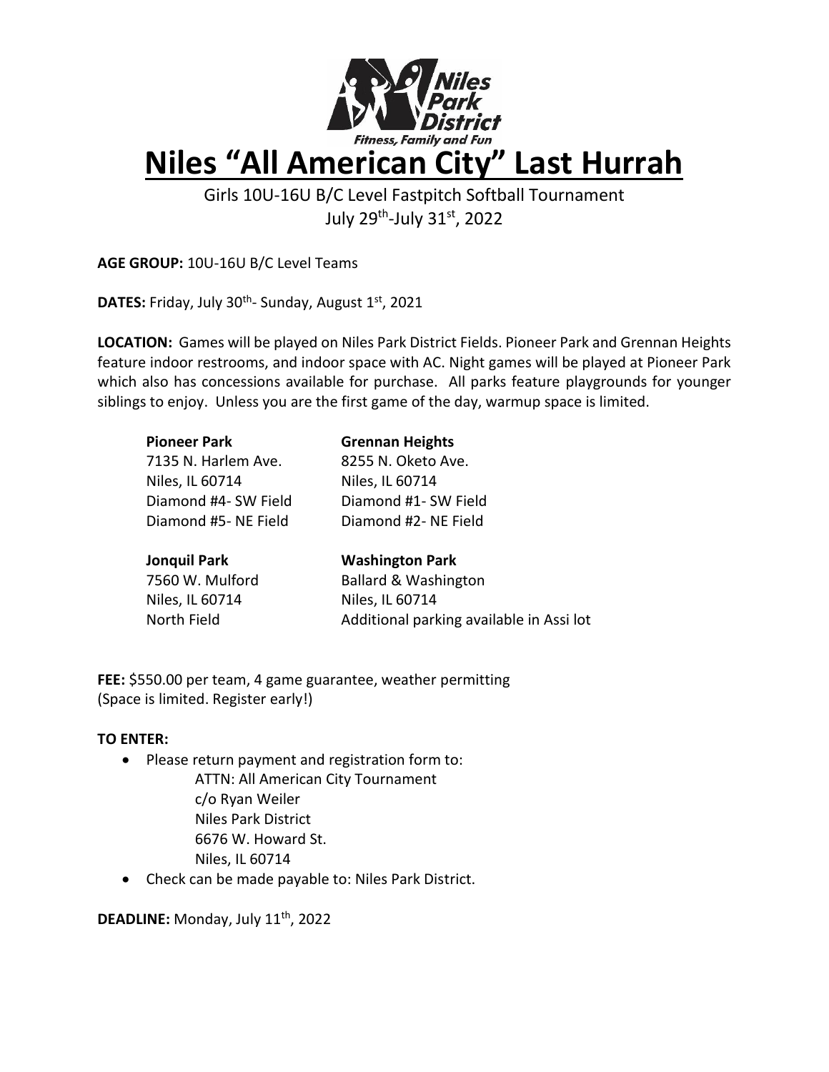Niles Park District

*Fitness, Family and Fun*

# Niles "All American City" Last Hurrah

Girls 10U-16U B/C Level Fastpitch Softball Tournament

July 29th-July 31st, 2022

**AGE GROUP:** 10U-16U B/C Level Teams

**DATES:** Friday, July 30th- Sunday, August 1st, 2021

**LOCATION:** Games will be played on Niles Park District Fields. Pioneer Park and Grennan Heights feature indoor restrooms, and indoor space with AC. Night games will be played at Pioneer Park which also has concessions available for purchase. All parks feature playgrounds for younger siblings to enjoy. Unless you are the first game of the day, warmup space is limited.

**Pioneer Park**
7135 N. Harlem Ave.
Niles, IL 60714
Diamond #4- SW Field
Diamond #5- NE Field

**Grennan Heights**
8255 N. Oketo Ave.
Niles, IL 60714
Diamond #1- SW Field
Diamond #2- NE Field

**Jonquil Park**
7560 W. Mulford
Niles, IL 60714
North Field

**Washington Park**
Ballard & Washington
Niles, IL 60714
Additional parking available in Assi lot

**FEE:** $550.00 per team, 4 game guarantee, weather permitting
(Space is limited. Register early!)

**TO ENTER:**

- Please return payment and registration form to:
  ATTN: All American City Tournament
  c/o Ryan Weiler
  Niles Park District
  6676 W. Howard St.
  Niles, IL 60714
- Check can be made payable to: Niles Park District.

**DEADLINE:** Monday, July 11th, 2022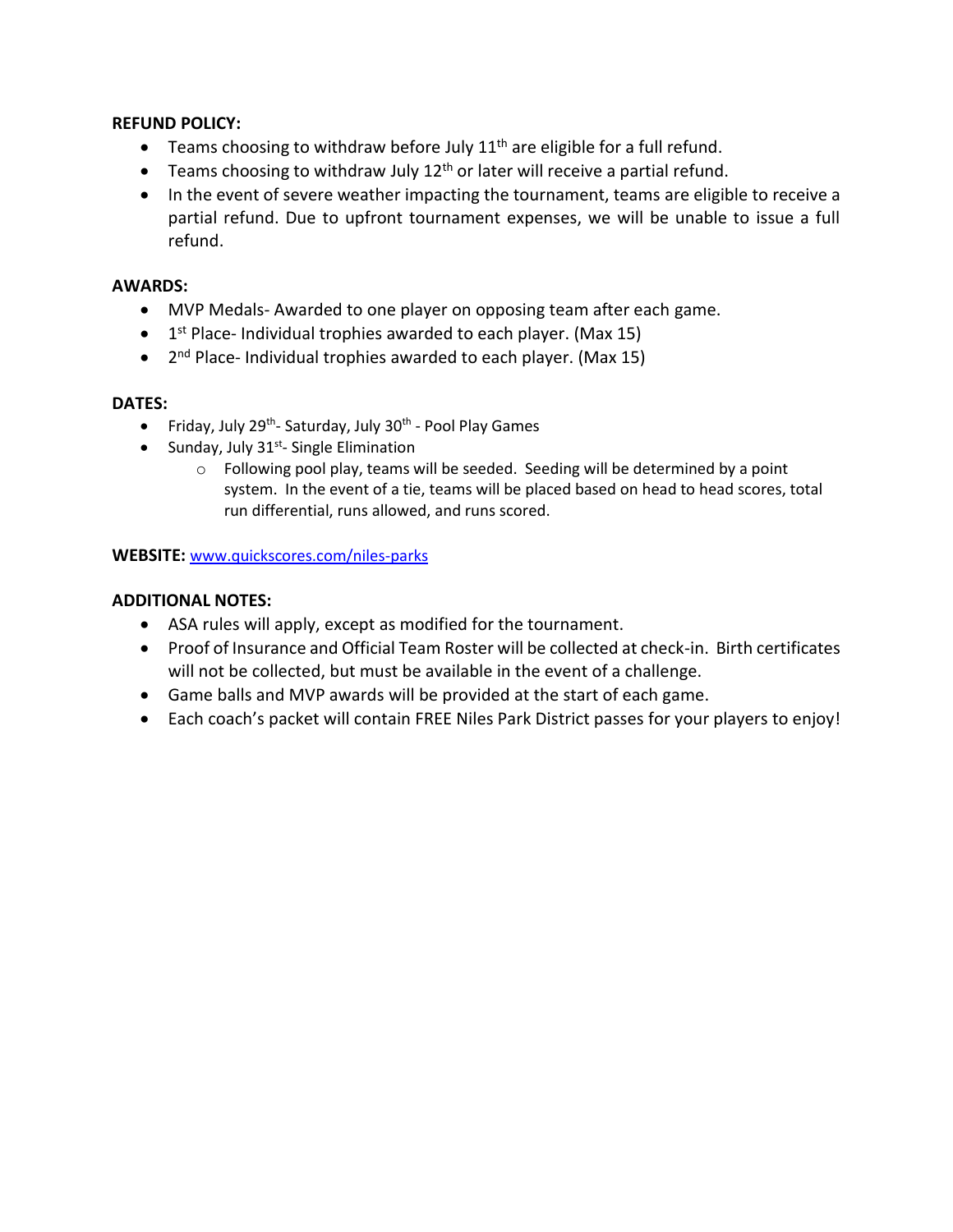**REFUND POLICY:**

- Teams choosing to withdraw before July 11th are eligible for a full refund.
- Teams choosing to withdraw July 12th or later will receive a partial refund.
- In the event of severe weather impacting the tournament, teams are eligible to receive a partial refund. Due to upfront tournament expenses, we will be unable to issue a full refund.

**AWARDS:**

- MVP Medals- Awarded to one player on opposing team after each game.
- 1st Place- Individual trophies awarded to each player. (Max 15)
- 2nd Place- Individual trophies awarded to each player. (Max 15)

**DATES:**

- Friday, July 29th- Saturday, July 30th - Pool Play Games
- Sunday, July 31st- Single Elimination
    - Following pool play, teams will be seeded. Seeding will be determined by a point system. In the event of a tie, teams will be placed based on head to head scores, total run differential, runs allowed, and runs scored.

**WEBSITE:** [www.quickscores.com/niles-parks](www.quickscores.com/niles-parks)

**ADDITIONAL NOTES:**

- ASA rules will apply, except as modified for the tournament.
- Proof of Insurance and Official Team Roster will be collected at check-in. Birth certificates will not be collected, but must be available in the event of a challenge.
- Game balls and MVP awards will be provided at the start of each game.
- Each coach's packet will contain FREE Niles Park District passes for your players to enjoy!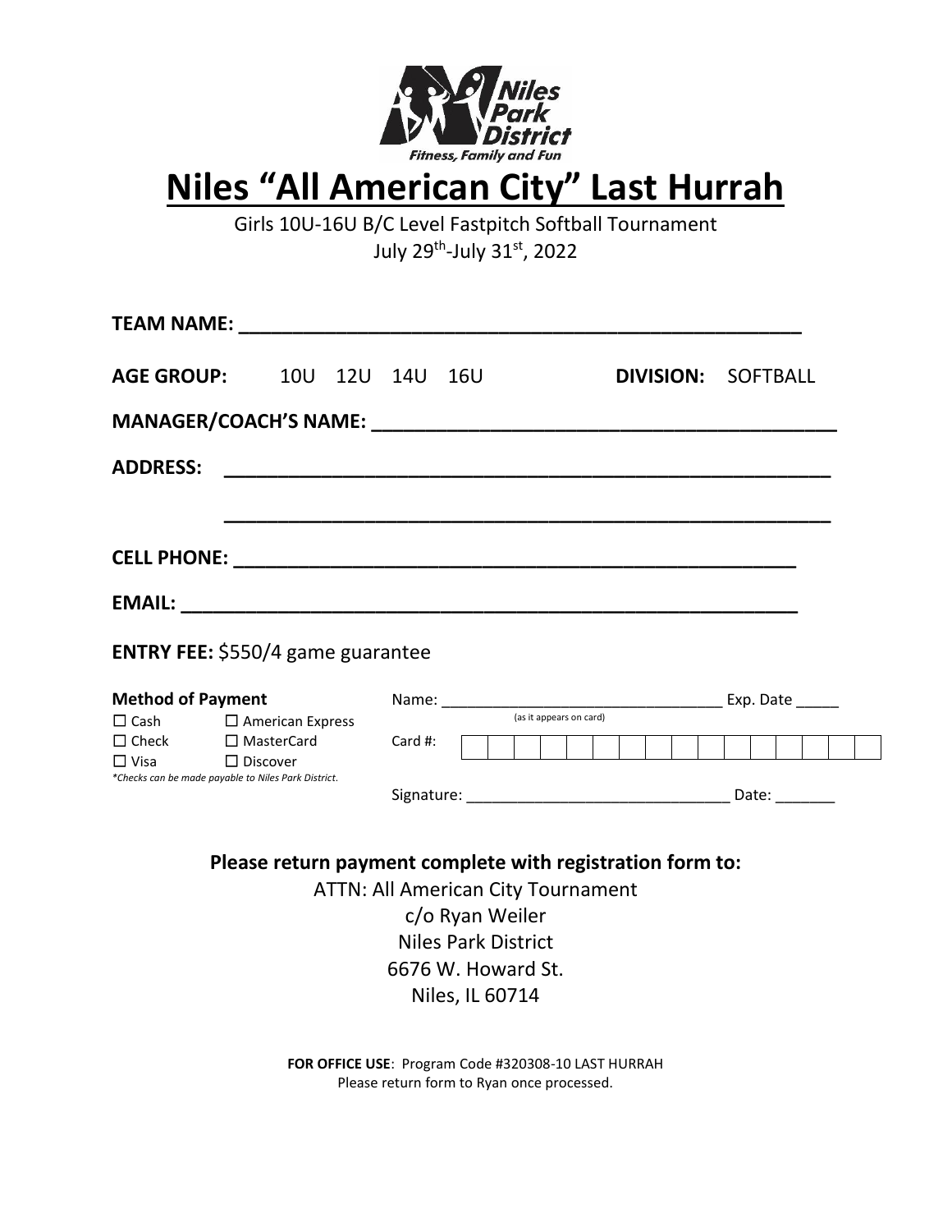Niles Park District
Fitness, Family and Fun

# Niles "All American City" Last Hurrah

Girls 10U-16U B/C Level Fastpitch Softball Tournament
July 29th-July 31st, 2022

**TEAM NAME:** ______________________________________________________

**AGE GROUP:** 10U 12U 14U 16U **DIVISION:** SOFTBALL

**MANAGER/COACH'S NAME:** __________________________________________

**ADDRESS:** _________________________________________________________

_________________________________________________________

**CELL PHONE:** _______________________________________________________

**EMAIL:** ___________________________________________________________

**ENTRY FEE:** $550/4 game guarantee

**Method of Payment**

☐ Cash ☐ American Express
☐ Check ☐ MasterCard
☐ Visa ☐ Discover

*Checks can be made payable to Niles Park District.*

Name: ___________________________________ Exp. Date _____
(as it appears on card)

Card #: | | | | | | | | | | | | | | | | |

Signature: ______________________________ Date: _______

**Please return payment complete with registration form to:**

ATTN: All American City Tournament
c/o Ryan Weiler
Niles Park District
6676 W. Howard St.
Niles, IL 60714

**FOR OFFICE USE**: Program Code #320308-10 LAST HURRAH
Please return form to Ryan once processed.